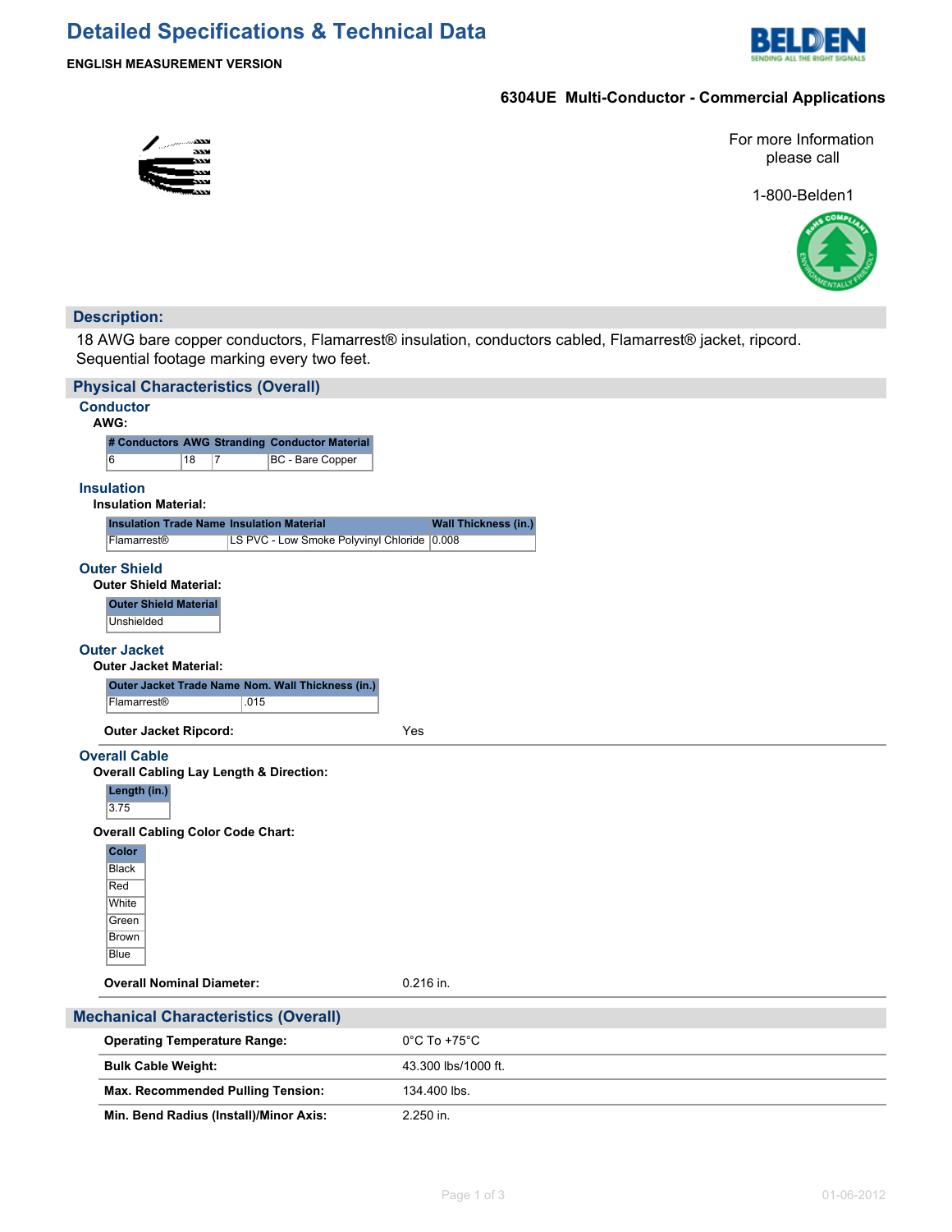# Detailed Specifications & Technical Data

**ENGLISH MEASUREMENT VERSION**

## 6304UE Multi-Conductor - Commercial Applications

For more Information please call

1-800-Belden1

## Description:

18 AWG bare copper conductors, Flamarrest® insulation, conductors cabled, Flamarrest® jacket, ripcord. Sequential footage marking every two feet.

## Physical Characteristics (Overall)

### Conductor

**AWG:**

| # Conductors | AWG | Stranding | Conductor Material |
|---|---|---|---|
| 6 | 18 | 7 | BC - Bare Copper |

### Insulation

**Insulation Material:**

| Insulation Trade Name | Insulation Material | Wall Thickness (in.) |
|---|---|---|
| Flamarrest® | LS PVC - Low Smoke Polyvinyl Chloride | 0.008 |

### Outer Shield

**Outer Shield Material:**

| Outer Shield Material |
|---|
| Unshielded |

### Outer Jacket

**Outer Jacket Material:**

| Outer Jacket Trade Name | Nom. Wall Thickness (in.) |
|---|---|
| Flamarrest® | .015 |

**Outer Jacket Ripcord:** Yes

### Overall Cable

**Overall Cabling Lay Length & Direction:**

| Length (in.) |
|---|
| 3.75 |

**Overall Cabling Color Code Chart:**

| Color |
|---|
| Black |
| Red |
| White |
| Green |
| Brown |
| Blue |

**Overall Nominal Diameter:** 0.216 in.

## Mechanical Characteristics (Overall)

| | |
|---|---|
| **Operating Temperature Range:** | 0°C To +75°C |
| **Bulk Cable Weight:** | 43.300 lbs/1000 ft. |
| **Max. Recommended Pulling Tension:** | 134.400 lbs. |
| **Min. Bend Radius (Install)/Minor Axis:** | 2.250 in. |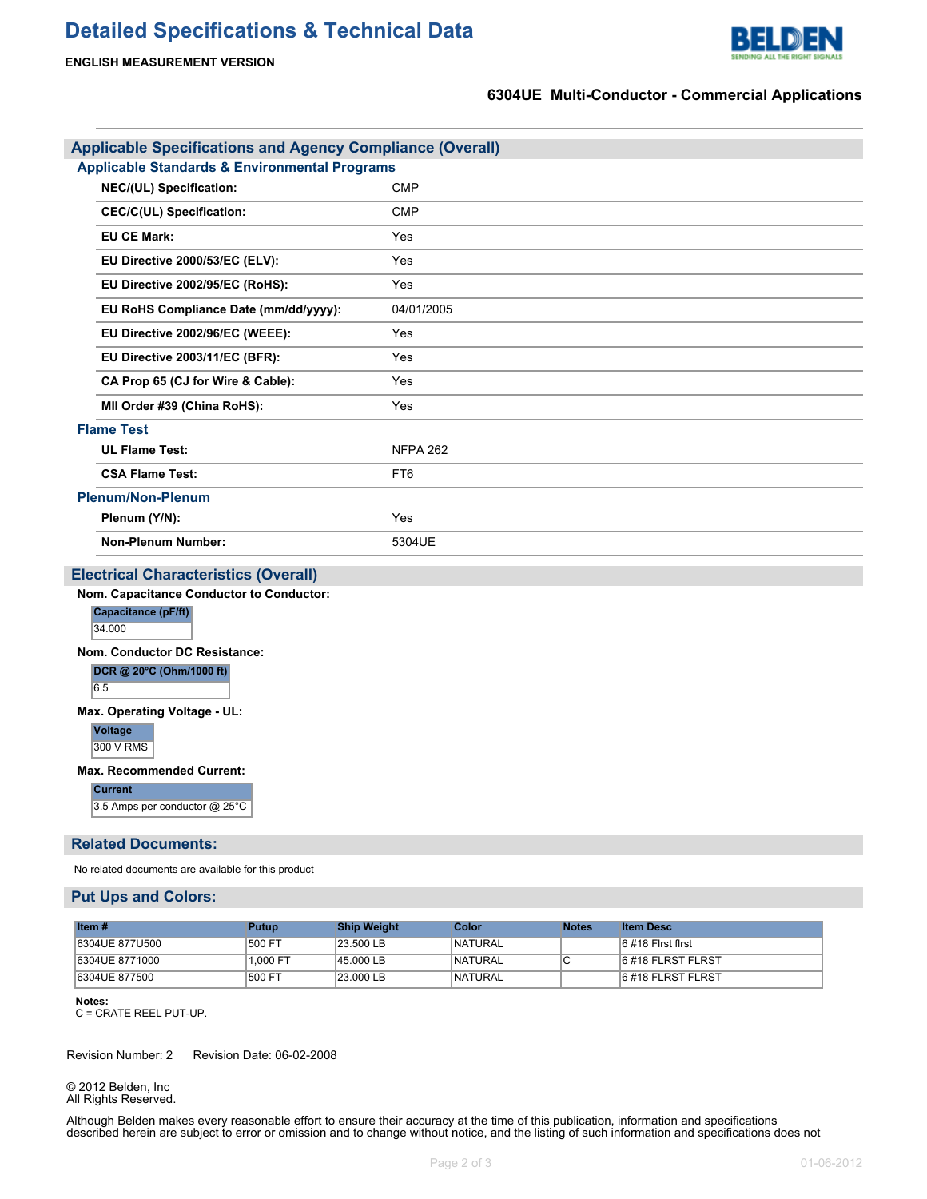# Detailed Specifications & Technical Data

**ENGLISH MEASUREMENT VERSION**

**6304UE Multi-Conductor - Commercial Applications**

## Applicable Specifications and Agency Compliance (Overall)

### Applicable Standards & Environmental Programs

| | |
|---|---|
| **NEC/(UL) Specification:** | CMP |
| **CEC/C(UL) Specification:** | CMP |
| **EU CE Mark:** | Yes |
| **EU Directive 2000/53/EC (ELV):** | Yes |
| **EU Directive 2002/95/EC (RoHS):** | Yes |
| **EU RoHS Compliance Date (mm/dd/yyyy):** | 04/01/2005 |
| **EU Directive 2002/96/EC (WEEE):** | Yes |
| **EU Directive 2003/11/EC (BFR):** | Yes |
| **CA Prop 65 (CJ for Wire & Cable):** | Yes |
| **MII Order #39 (China RoHS):** | Yes |

### Flame Test

| | |
|---|---|
| **UL Flame Test:** | NFPA 262 |
| **CSA Flame Test:** | FT6 |

### Plenum/Non-Plenum

| | |
|---|---|
| **Plenum (Y/N):** | Yes |
| **Non-Plenum Number:** | 5304UE |

## Electrical Characteristics (Overall)

**Nom. Capacitance Conductor to Conductor:**

| Capacitance (pF/ft) |
|---|
| 34.000 |

**Nom. Conductor DC Resistance:**

| DCR @ 20°C (Ohm/1000 ft) |
|---|
| 6.5 |

**Max. Operating Voltage - UL:**

| Voltage |
|---|
| 300 V RMS |

**Max. Recommended Current:**

| Current |
|---|
| 3.5 Amps per conductor @ 25°C |

## Related Documents:

No related documents are available for this product

## Put Ups and Colors:

| Item # | Putup | Ship Weight | Color | Notes | Item Desc |
|---|---|---|---|---|---|
| 6304UE 877U500 | 500 FT | 23.500 LB | NATURAL | | 6 #18 FIrst flrst |
| 6304UE 8771000 | 1,000 FT | 45.000 LB | NATURAL | C | 6 #18 FLRST FLRST |
| 6304UE 877500 | 500 FT | 23.000 LB | NATURAL | | 6 #18 FLRST FLRST |

**Notes:**
C = CRATE REEL PUT-UP.

Revision Number: 2 Revision Date: 06-02-2008

© 2012 Belden, Inc
All Rights Reserved.

Although Belden makes every reasonable effort to ensure their accuracy at the time of this publication, information and specifications described herein are subject to error or omission and to change without notice, and the listing of such information and specifications does not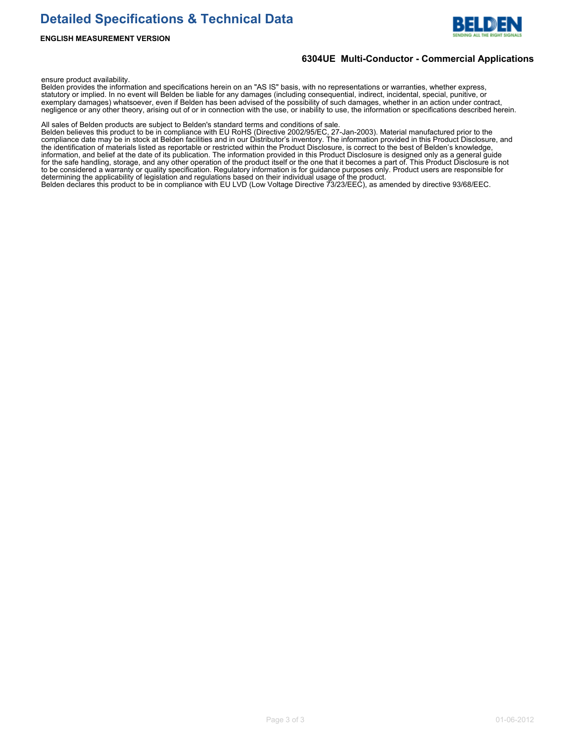ensure product availability.
Belden provides the information and specifications herein on an "AS IS" basis, with no representations or warranties, whether express, statutory or implied. In no event will Belden be liable for any damages (including consequential, indirect, incidental, special, punitive, or exemplary damages) whatsoever, even if Belden has been advised of the possibility of such damages, whether in an action under contract, negligence or any other theory, arising out of or in connection with the use, or inability to use, the information or specifications described herein.

All sales of Belden products are subject to Belden's standard terms and conditions of sale.
Belden believes this product to be in compliance with EU RoHS (Directive 2002/95/EC, 27-Jan-2003). Material manufactured prior to the compliance date may be in stock at Belden facilities and in our Distributor's inventory. The information provided in this Product Disclosure, and the identification of materials listed as reportable or restricted within the Product Disclosure, is correct to the best of Belden's knowledge, information, and belief at the date of its publication. The information provided in this Product Disclosure is designed only as a general guide for the safe handling, storage, and any other operation of the product itself or the one that it becomes a part of. This Product Disclosure is not to be considered a warranty or quality specification. Regulatory information is for guidance purposes only. Product users are responsible for determining the applicability of legislation and regulations based on their individual usage of the product.
Belden declares this product to be in compliance with EU LVD (Low Voltage Directive 73/23/EEC), as amended by directive 93/68/EEC.